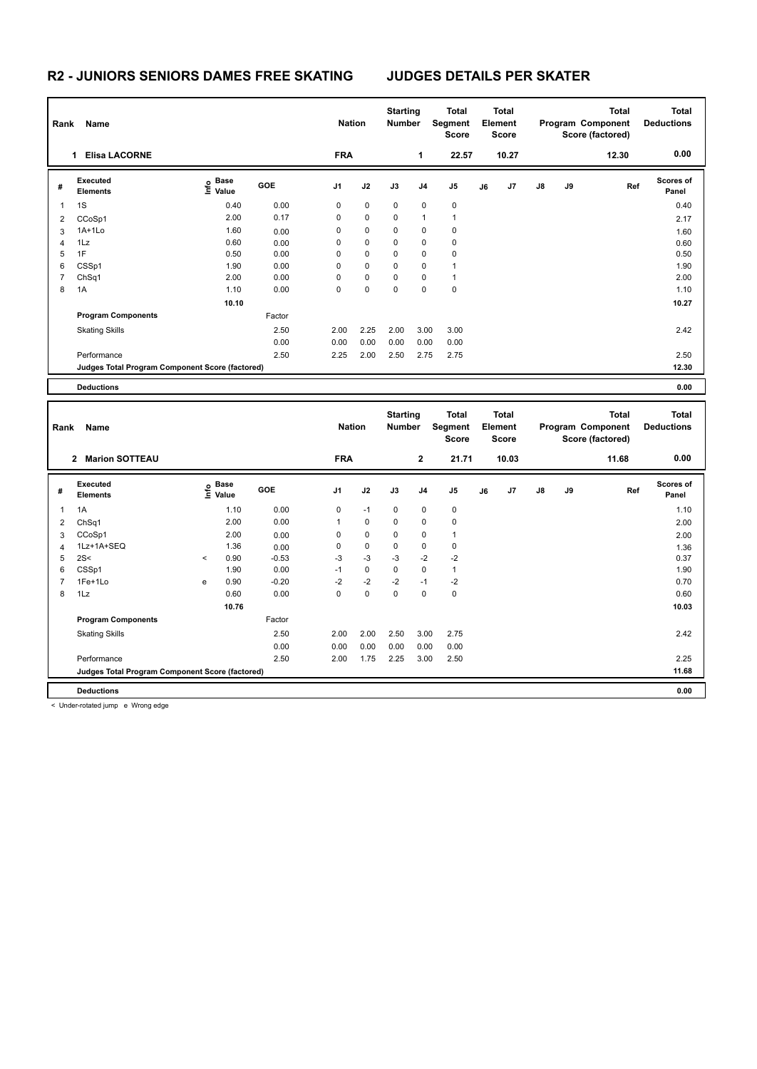# R2 - JUNIORS SENIORS DAMES FREE SKATING — JUDGES DETAILS PER SKATER

| Rank | Name | Nation | Starting Number | Total Segment Score | Total Element Score | Total Program Component Score (factored) | Total Deductions |
|---|---|---|---|---|---|---|---|
| 1 | Elisa LACORNE | FRA | 1 | 22.57 | 10.27 | 12.30 | 0.00 |

| # | Executed Elements | Info | Base Value | GOE | J1 | J2 | J3 | J4 | J5 | J6 | J7 | J8 | J9 | Ref | Scores of Panel |
|---|---|---|---|---|---|---|---|---|---|---|---|---|---|---|---|
| 1 | 1S | | 0.40 | 0.00 | 0 | 0 | 0 | 0 | 0 | | | | | | 0.40 |
| 2 | CCoSp1 | | 2.00 | 0.17 | 0 | 0 | 0 | 1 | 1 | | | | | | 2.17 |
| 3 | 1A+1Lo | | 1.60 | 0.00 | 0 | 0 | 0 | 0 | 0 | | | | | | 1.60 |
| 4 | 1Lz | | 0.60 | 0.00 | 0 | 0 | 0 | 0 | 0 | | | | | | 0.60 |
| 5 | 1F | | 0.50 | 0.00 | 0 | 0 | 0 | 0 | 0 | | | | | | 0.50 |
| 6 | CSSp1 | | 1.90 | 0.00 | 0 | 0 | 0 | 0 | 1 | | | | | | 1.90 |
| 7 | ChSq1 | | 2.00 | 0.00 | 0 | 0 | 0 | 0 | 1 | | | | | | 2.00 |
| 8 | 1A | | 1.10 | 0.00 | 0 | 0 | 0 | 0 | 0 | | | | | | 1.10 |
| | | | 10.10 | | | | | | | | | | | | 10.27 |
| | **Program Components** | | | Factor | | | | | | | | | | | |
| | Skating Skills | | | 2.50 | 2.00 | 2.25 | 2.00 | 3.00 | 3.00 | | | | | | 2.42 |
| | | | | 0.00 | 0.00 | 0.00 | 0.00 | 0.00 | 0.00 | | | | | | |
| | Performance | | | 2.50 | 2.25 | 2.00 | 2.50 | 2.75 | 2.75 | | | | | | 2.50 |
| | **Judges Total Program Component Score (factored)** | | | | | | | | | | | | | | 12.30 |
| | **Deductions** | | | | | | | | | | | | | | 0.00 |

| Rank | Name | Nation | Starting Number | Total Segment Score | Total Element Score | Total Program Component Score (factored) | Total Deductions |
|---|---|---|---|---|---|---|---|
| 2 | Marion SOTTEAU | FRA | 2 | 21.71 | 10.03 | 11.68 | 0.00 |

| # | Executed Elements | Info | Base Value | GOE | J1 | J2 | J3 | J4 | J5 | J6 | J7 | J8 | J9 | Ref | Scores of Panel |
|---|---|---|---|---|---|---|---|---|---|---|---|---|---|---|---|
| 1 | 1A | | 1.10 | 0.00 | 0 | -1 | 0 | 0 | 0 | | | | | | 1.10 |
| 2 | ChSq1 | | 2.00 | 0.00 | 1 | 0 | 0 | 0 | 0 | | | | | | 2.00 |
| 3 | CCoSp1 | | 2.00 | 0.00 | 0 | 0 | 0 | 0 | 1 | | | | | | 2.00 |
| 4 | 1Lz+1A+SEQ | | 1.36 | 0.00 | 0 | 0 | 0 | 0 | 0 | | | | | | 1.36 |
| 5 | 2S< | < | 0.90 | -0.53 | -3 | -3 | -3 | -2 | -2 | | | | | | 0.37 |
| 6 | CSSp1 | | 1.90 | 0.00 | -1 | 0 | 0 | 0 | 1 | | | | | | 1.90 |
| 7 | 1Fe+1Lo | e | 0.90 | -0.20 | -2 | -2 | -2 | -1 | -2 | | | | | | 0.70 |
| 8 | 1Lz | | 0.60 | 0.00 | 0 | 0 | 0 | 0 | 0 | | | | | | 0.60 |
| | | | 10.76 | | | | | | | | | | | | 10.03 |
| | **Program Components** | | | Factor | | | | | | | | | | | |
| | Skating Skills | | | 2.50 | 2.00 | 2.00 | 2.50 | 3.00 | 2.75 | | | | | | 2.42 |
| | | | | 0.00 | 0.00 | 0.00 | 0.00 | 0.00 | 0.00 | | | | | | |
| | Performance | | | 2.50 | 2.00 | 1.75 | 2.25 | 3.00 | 2.50 | | | | | | 2.25 |
| | **Judges Total Program Component Score (factored)** | | | | | | | | | | | | | | 11.68 |
| | **Deductions** | | | | | | | | | | | | | | 0.00 |

< Under-rotated jump e Wrong edge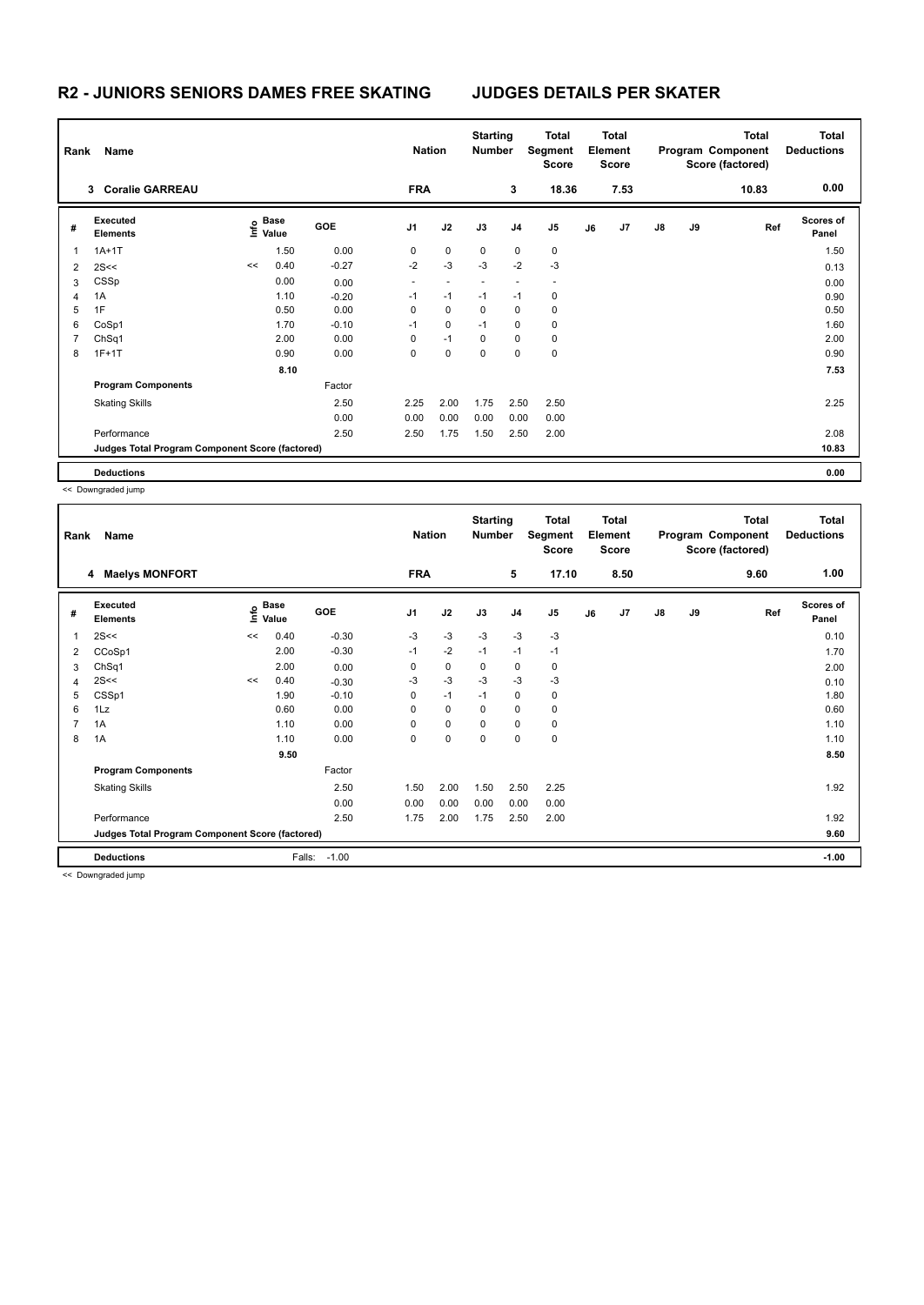# R2 - JUNIORS SENIORS DAMES FREE SKATING

## JUDGES DETAILS PER SKATER

| Rank | Name | Nation | Starting Number | Total Segment Score | Total Element Score | Total Program Component Score (factored) | Total Deductions |
|---|---|---|---|---|---|---|---|
| 3 | Coralie GARREAU | FRA | 3 | 18.36 | 7.53 | 10.83 | 0.00 |

| # | Executed Elements | Info | Base Value | GOE | J1 | J2 | J3 | J4 | J5 | J6 | J7 | J8 | J9 | Ref | Scores of Panel |
|---|---|---|---|---|---|---|---|---|---|---|---|---|---|---|---|
| 1 | 1A+1T | | 1.50 | 0.00 | 0 | 0 | 0 | 0 | 0 | | | | | | 1.50 |
| 2 | 2S<< | << | 0.40 | -0.27 | -2 | -3 | -3 | -2 | -3 | | | | | | 0.13 |
| 3 | CSSp | | 0.00 | 0.00 | - | - | - | - | - | | | | | | 0.00 |
| 4 | 1A | | 1.10 | -0.20 | -1 | -1 | -1 | -1 | 0 | | | | | | 0.90 |
| 5 | 1F | | 0.50 | 0.00 | 0 | 0 | 0 | 0 | 0 | | | | | | 0.50 |
| 6 | CoSp1 | | 1.70 | -0.10 | -1 | 0 | -1 | 0 | 0 | | | | | | 1.60 |
| 7 | ChSq1 | | 2.00 | 0.00 | 0 | -1 | 0 | 0 | 0 | | | | | | 2.00 |
| 8 | 1F+1T | | 0.90 | 0.00 | 0 | 0 | 0 | 0 | 0 | | | | | | 0.90 |
| | | | 8.10 | | | | | | | | | | | | 7.53 |
| | **Program Components** | | | Factor | | | | | | | | | | | |
| | Skating Skills | | | 2.50 | 2.25 | 2.00 | 1.75 | 2.50 | 2.50 | | | | | | 2.25 |
| | | | | 0.00 | 0.00 | 0.00 | 0.00 | 0.00 | 0.00 | | | | | | |
| | Performance | | | 2.50 | 2.50 | 1.75 | 1.50 | 2.50 | 2.00 | | | | | | 2.08 |
| | **Judges Total Program Component Score (factored)** | | | | | | | | | | | | | | 10.83 |
| | **Deductions** | | | | | | | | | | | | | | 0.00 |

<< Downgraded jump

| Rank | Name | Nation | Starting Number | Total Segment Score | Total Element Score | Total Program Component Score (factored) | Total Deductions |
|---|---|---|---|---|---|---|---|
| 4 | Maelys MONFORT | FRA | 5 | 17.10 | 8.50 | 9.60 | 1.00 |

| # | Executed Elements | Info | Base Value | GOE | J1 | J2 | J3 | J4 | J5 | J6 | J7 | J8 | J9 | Ref | Scores of Panel |
|---|---|---|---|---|---|---|---|---|---|---|---|---|---|---|---|
| 1 | 2S<< | << | 0.40 | -0.30 | -3 | -3 | -3 | -3 | -3 | | | | | | 0.10 |
| 2 | CCoSp1 | | 2.00 | -0.30 | -1 | -2 | -1 | -1 | -1 | | | | | | 1.70 |
| 3 | ChSq1 | | 2.00 | 0.00 | 0 | 0 | 0 | 0 | 0 | | | | | | 2.00 |
| 4 | 2S<< | << | 0.40 | -0.30 | -3 | -3 | -3 | -3 | -3 | | | | | | 0.10 |
| 5 | CSSp1 | | 1.90 | -0.10 | 0 | -1 | -1 | 0 | 0 | | | | | | 1.80 |
| 6 | 1Lz | | 0.60 | 0.00 | 0 | 0 | 0 | 0 | 0 | | | | | | 0.60 |
| 7 | 1A | | 1.10 | 0.00 | 0 | 0 | 0 | 0 | 0 | | | | | | 1.10 |
| 8 | 1A | | 1.10 | 0.00 | 0 | 0 | 0 | 0 | 0 | | | | | | 1.10 |
| | | | 9.50 | | | | | | | | | | | | 8.50 |
| | **Program Components** | | | Factor | | | | | | | | | | | |
| | Skating Skills | | | 2.50 | 1.50 | 2.00 | 1.50 | 2.50 | 2.25 | | | | | | 1.92 |
| | | | | 0.00 | 0.00 | 0.00 | 0.00 | 0.00 | 0.00 | | | | | | |
| | Performance | | | 2.50 | 1.75 | 2.00 | 1.75 | 2.50 | 2.00 | | | | | | 1.92 |
| | **Judges Total Program Component Score (factored)** | | | | | | | | | | | | | | 9.60 |
| | **Deductions** | | Falls: | -1.00 | | | | | | | | | | | -1.00 |

<< Downgraded jump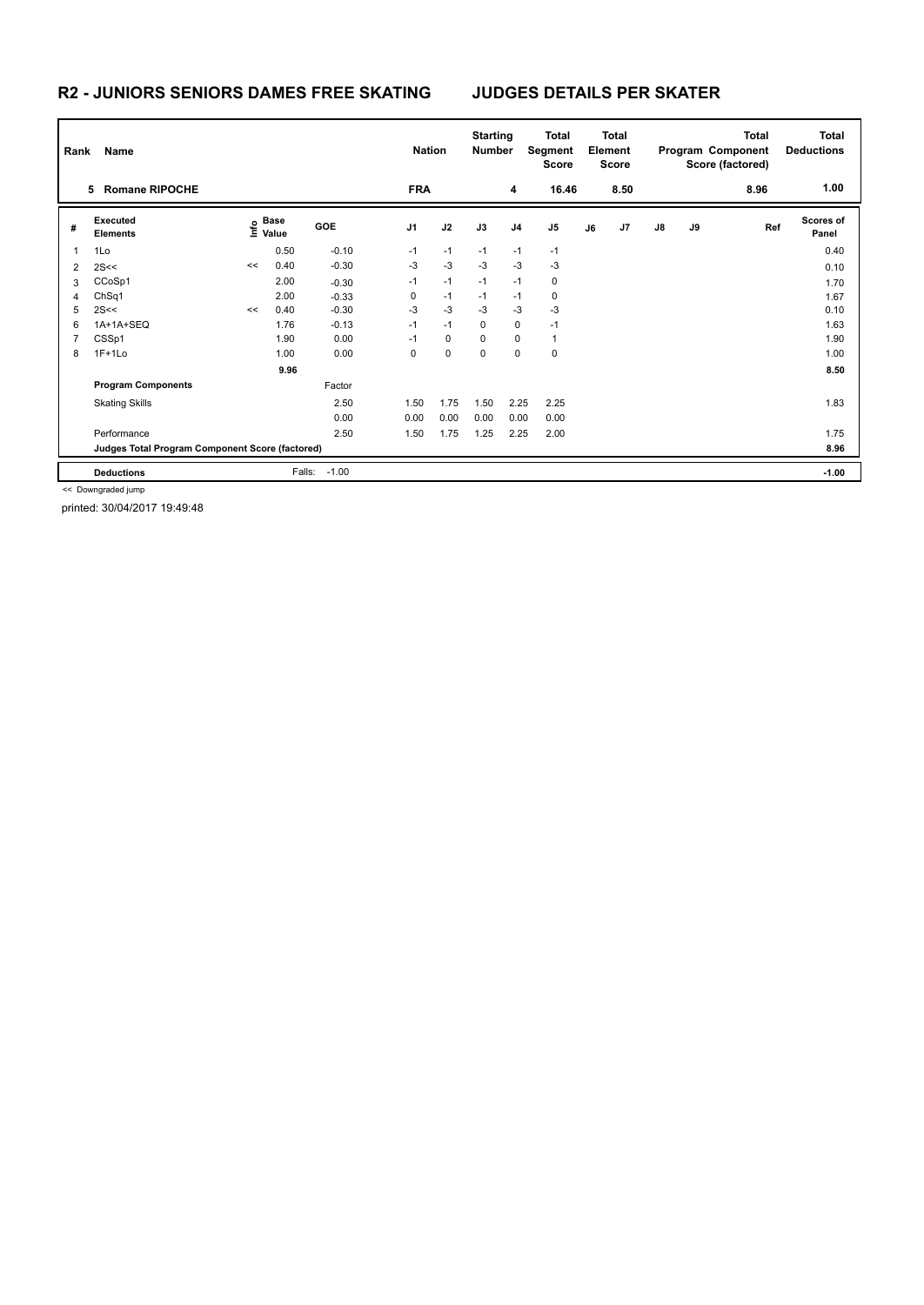# R2 - JUNIORS SENIORS DAMES FREE SKATING

## JUDGES DETAILS PER SKATER

| Rank | Name | Nation | Starting Number | Total Segment Score | Total Element Score | Total Program Component Score (factored) | Total Deductions |
|---|---|---|---|---|---|---|---|
| 5 | Romane RIPOCHE | FRA | 4 | 16.46 | 8.50 | 8.96 | 1.00 |

| # | Executed Elements | Info | Base Value | GOE | J1 | J2 | J3 | J4 | J5 | J6 | J7 | J8 | J9 | Ref | Scores of Panel |
|---|---|---|---|---|---|---|---|---|---|---|---|---|---|---|---|
| 1 | 1Lo | | 0.50 | -0.10 | -1 | -1 | -1 | -1 | -1 | | | | | | 0.40 |
| 2 | 2S<< | << | 0.40 | -0.30 | -3 | -3 | -3 | -3 | -3 | | | | | | 0.10 |
| 3 | CCoSp1 | | 2.00 | -0.30 | -1 | -1 | -1 | -1 | 0 | | | | | | 1.70 |
| 4 | ChSq1 | | 2.00 | -0.33 | 0 | -1 | -1 | -1 | 0 | | | | | | 1.67 |
| 5 | 2S<< | << | 0.40 | -0.30 | -3 | -3 | -3 | -3 | -3 | | | | | | 0.10 |
| 6 | 1A+1A+SEQ | | 1.76 | -0.13 | -1 | -1 | 0 | 0 | -1 | | | | | | 1.63 |
| 7 | CSSp1 | | 1.90 | 0.00 | -1 | 0 | 0 | 0 | 1 | | | | | | 1.90 |
| 8 | 1F+1Lo | | 1.00 | 0.00 | 0 | 0 | 0 | 0 | 0 | | | | | | 1.00 |
| | | | 9.96 | | | | | | | | | | | | 8.50 |
| | **Program Components** | | | Factor | | | | | | | | | | | |
| | Skating Skills | | | 2.50 | 1.50 | 1.75 | 1.50 | 2.25 | 2.25 | | | | | | 1.83 |
| | | | | 0.00 | 0.00 | 0.00 | 0.00 | 0.00 | 0.00 | | | | | | |
| | Performance | | | 2.50 | 1.50 | 1.75 | 1.25 | 2.25 | 2.00 | | | | | | 1.75 |
| | **Judges Total Program Component Score (factored)** | | | | | | | | | | | | | | 8.96 |
| | **Deductions** | | Falls: | -1.00 | | | | | | | | | | | -1.00 |

<< Downgraded jump

printed: 30/04/2017 19:49:48